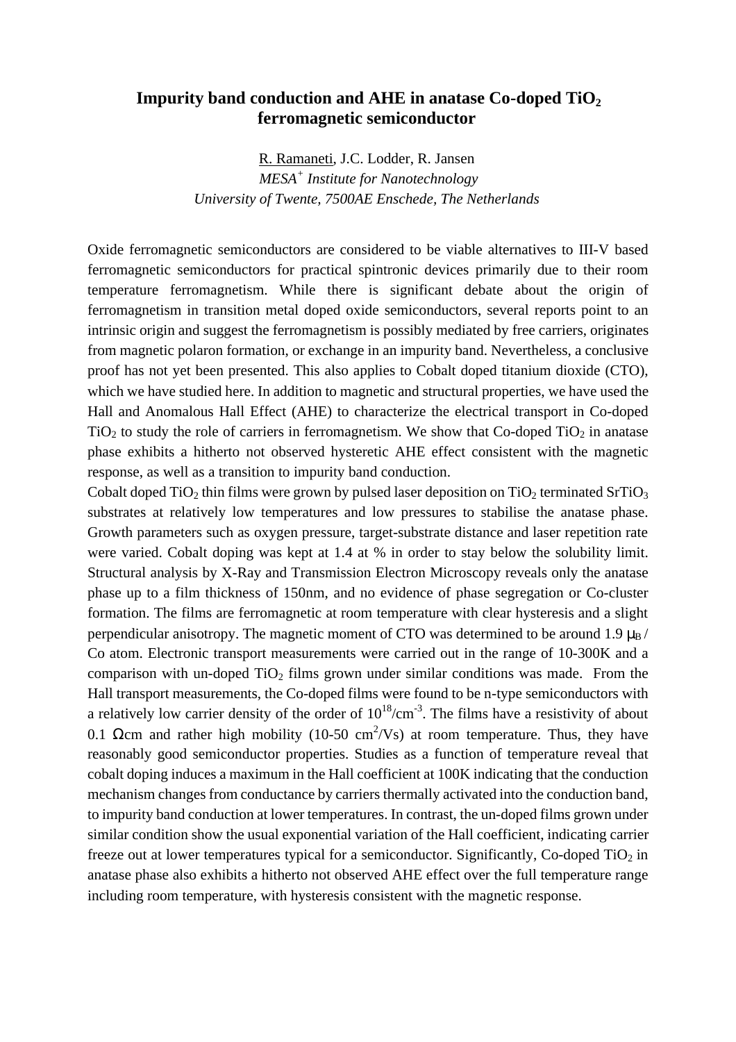# Impurity band conduction and AHE in anatase Co-doped $TiO_2$ ferromagnetic semiconductor

R. Ramaneti, J.C. Lodder, R. Jansen

*MESA[+] Institute for Nanotechnology*

*University of Twente, 7500AE Enschede, The Netherlands*

Oxide ferromagnetic semiconductors are considered to be viable alternatives to III-V based ferromagnetic semiconductors for practical spintronic devices primarily due to their room temperature ferromagnetism. While there is significant debate about the origin of ferromagnetism in transition metal doped oxide semiconductors, several reports point to an intrinsic origin and suggest the ferromagnetism is possibly mediated by free carriers, originates from magnetic polaron formation, or exchange in an impurity band. Nevertheless, a conclusive proof has not yet been presented. This also applies to Cobalt doped titanium dioxide (CTO), which we have studied here. In addition to magnetic and structural properties, we have used the Hall and Anomalous Hall Effect (AHE) to characterize the electrical transport in Co-doped $TiO_2$ to study the role of carriers in ferromagnetism. We show that Co-doped $TiO_2$ in anatase phase exhibits a hitherto not observed hysteretic AHE effect consistent with the magnetic response, as well as a transition to impurity band conduction.

Cobalt doped $TiO_2$ thin films were grown by pulsed laser deposition on $TiO_2$ terminated $SrTiO_3$ substrates at relatively low temperatures and low pressures to stabilise the anatase phase. Growth parameters such as oxygen pressure, target-substrate distance and laser repetition rate were varied. Cobalt doping was kept at 1.4 at % in order to stay below the solubility limit. Structural analysis by X-Ray and Transmission Electron Microscopy reveals only the anatase phase up to a film thickness of 150nm, and no evidence of phase segregation or Co-cluster formation. The films are ferromagnetic at room temperature with clear hysteresis and a slight perpendicular anisotropy. The magnetic moment of CTO was determined to be around 1.9 $\mu_B$ / Co atom. Electronic transport measurements were carried out in the range of 10-300K and a comparison with un-doped $TiO_2$ films grown under similar conditions was made. From the Hall transport measurements, the Co-doped films were found to be n-type semiconductors with a relatively low carrier density of the order of $10^{18}$/cm$^{-3}$. The films have a resistivity of about 0.1 $\Omega$cm and rather high mobility (10-50 cm$^2$/Vs) at room temperature. Thus, they have reasonably good semiconductor properties. Studies as a function of temperature reveal that cobalt doping induces a maximum in the Hall coefficient at 100K indicating that the conduction mechanism changes from conductance by carriers thermally activated into the conduction band, to impurity band conduction at lower temperatures. In contrast, the un-doped films grown under similar condition show the usual exponential variation of the Hall coefficient, indicating carrier freeze out at lower temperatures typical for a semiconductor. Significantly, Co-doped $TiO_2$ in anatase phase also exhibits a hitherto not observed AHE effect over the full temperature range including room temperature, with hysteresis consistent with the magnetic response.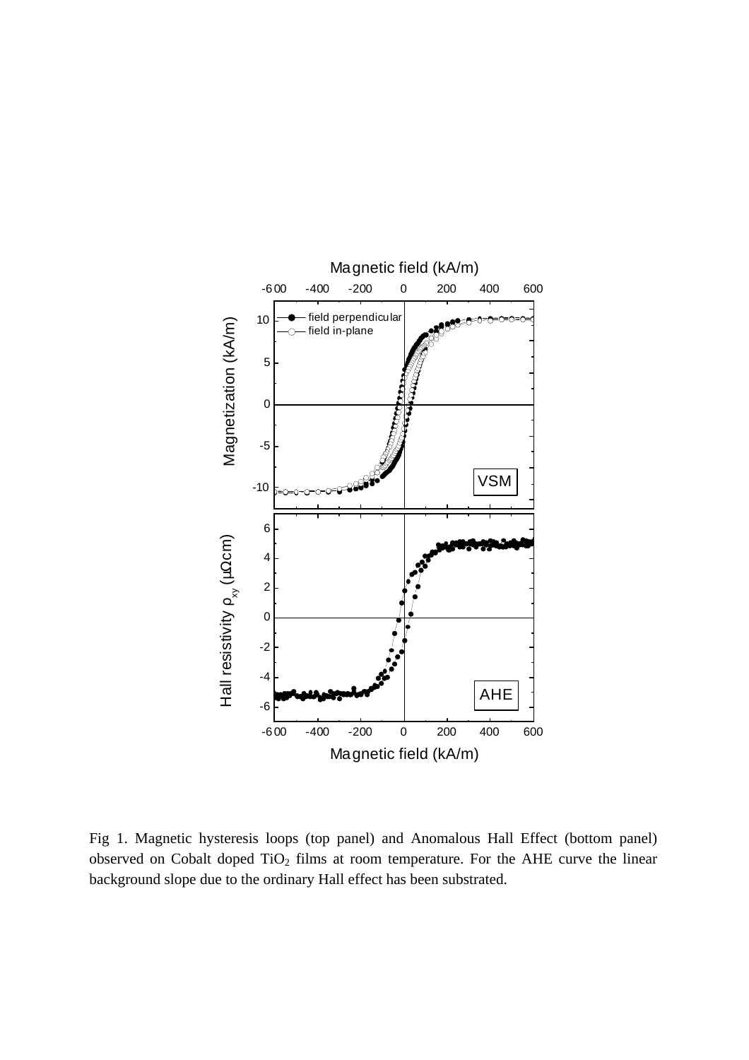Magnetic field (kA/m)

-600 -400 -200 0 200 400 600

Magnetization (kA/m)

10 5 0 -5 -10

field perpendicular

field in-plane

VSM

Hall resistivity $\rho_{xy}$ (μΩcm)

6 4 2 0 -2 -4 -6

AHE

-600 -400 -200 0 200 400 600

Magnetic field (kA/m)

Fig 1. Magnetic hysteresis loops (top panel) and Anomalous Hall Effect (bottom panel) observed on Cobalt doped $TiO_2$ films at room temperature. For the AHE curve the linear background slope due to the ordinary Hall effect has been substrated.